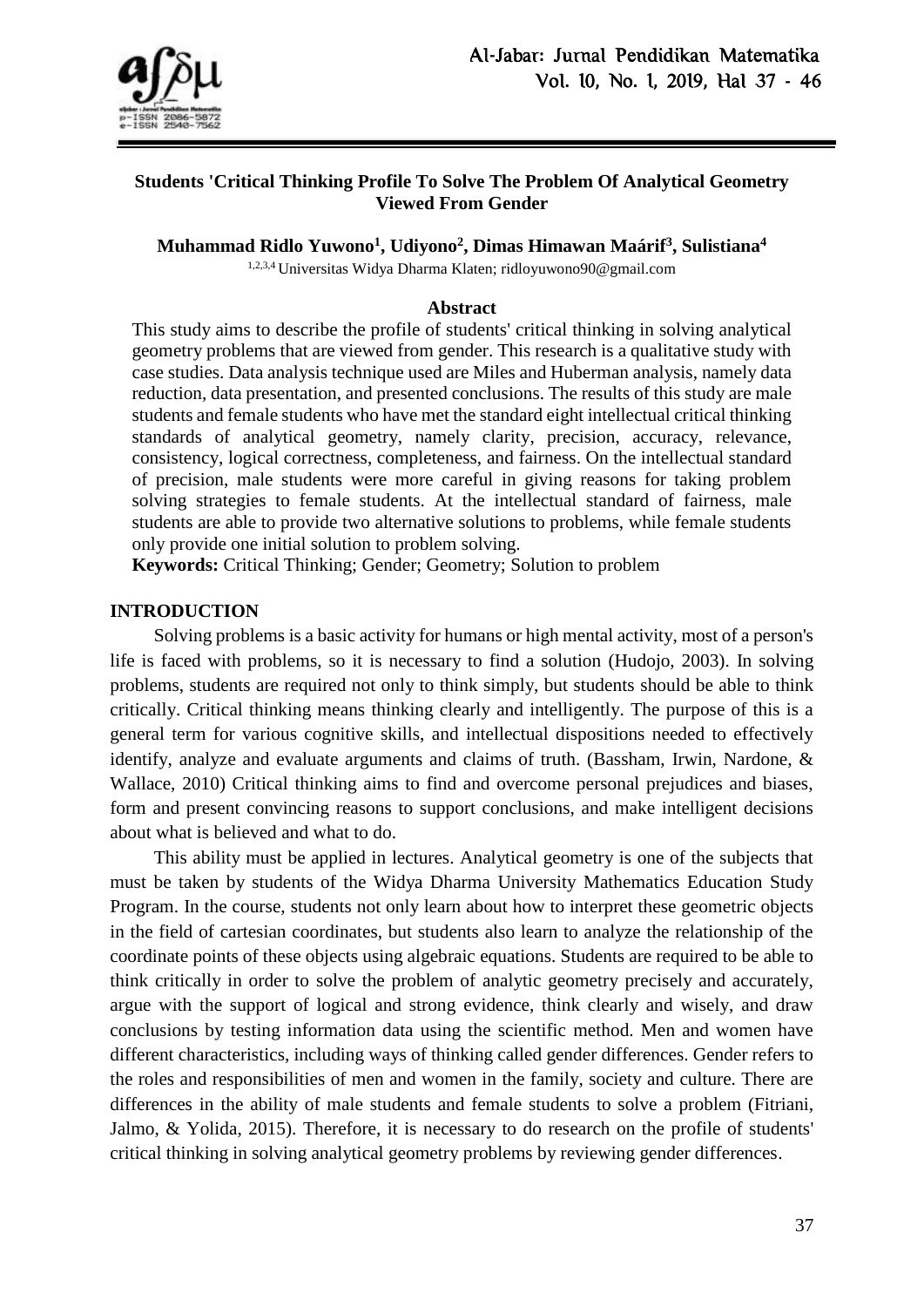**Students 'Critical Thinking Profile To Solve The Problem Of Analytical Geometry Viewed From Gender**

**Muhammad Ridlo Yuwono[1], Udiyono[2], Dimas Himawan Maárif[3], Sulistiana[4]**

[1,2,3,4] Universitas Widya Dharma Klaten; ridloyuwono90@gmail.com

**Abstract**

This study aims to describe the profile of students' critical thinking in solving analytical geometry problems that are viewed from gender. This research is a qualitative study with case studies. Data analysis technique used are Miles and Huberman analysis, namely data reduction, data presentation, and presented conclusions. The results of this study are male students and female students who have met the standard eight intellectual critical thinking standards of analytical geometry, namely clarity, precision, accuracy, relevance, consistency, logical correctness, completeness, and fairness. On the intellectual standard of precision, male students were more careful in giving reasons for taking problem solving strategies to female students. At the intellectual standard of fairness, male students are able to provide two alternative solutions to problems, while female students only provide one initial solution to problem solving.

**Keywords:** Critical Thinking; Gender; Geometry; Solution to problem

## INTRODUCTION

Solving problems is a basic activity for humans or high mental activity, most of a person's life is faced with problems, so it is necessary to find a solution (Hudojo, 2003). In solving problems, students are required not only to think simply, but students should be able to think critically. Critical thinking means thinking clearly and intelligently. The purpose of this is a general term for various cognitive skills, and intellectual dispositions needed to effectively identify, analyze and evaluate arguments and claims of truth. (Bassham, Irwin, Nardone, & Wallace, 2010) Critical thinking aims to find and overcome personal prejudices and biases, form and present convincing reasons to support conclusions, and make intelligent decisions about what is believed and what to do.

This ability must be applied in lectures. Analytical geometry is one of the subjects that must be taken by students of the Widya Dharma University Mathematics Education Study Program. In the course, students not only learn about how to interpret these geometric objects in the field of cartesian coordinates, but students also learn to analyze the relationship of the coordinate points of these objects using algebraic equations. Students are required to be able to think critically in order to solve the problem of analytic geometry precisely and accurately, argue with the support of logical and strong evidence, think clearly and wisely, and draw conclusions by testing information data using the scientific method. Men and women have different characteristics, including ways of thinking called gender differences. Gender refers to the roles and responsibilities of men and women in the family, society and culture. There are differences in the ability of male students and female students to solve a problem (Fitriani, Jalmo, & Yolida, 2015). Therefore, it is necessary to do research on the profile of students' critical thinking in solving analytical geometry problems by reviewing gender differences.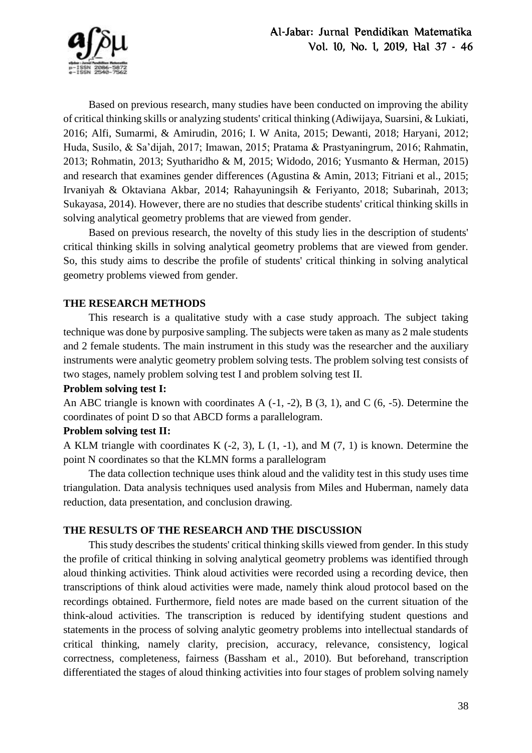Based on previous research, many studies have been conducted on improving the ability of critical thinking skills or analyzing students' critical thinking (Adiwijaya, Suarsini, & Lukiati, 2016; Alfi, Sumarmi, & Amirudin, 2016; I. W Anita, 2015; Dewanti, 2018; Haryani, 2012; Huda, Susilo, & Sa'dijah, 2017; Imawan, 2015; Pratama & Prastyaningrum, 2016; Rahmatin, 2013; Rohmatin, 2013; Syutharidho & M, 2015; Widodo, 2016; Yusmanto & Herman, 2015) and research that examines gender differences (Agustina & Amin, 2013; Fitriani et al., 2015; Irvaniyah & Oktaviana Akbar, 2014; Rahayuningsih & Feriyanto, 2018; Subarinah, 2013; Sukayasa, 2014). However, there are no studies that describe students' critical thinking skills in solving analytical geometry problems that are viewed from gender.

Based on previous research, the novelty of this study lies in the description of students' critical thinking skills in solving analytical geometry problems that are viewed from gender. So, this study aims to describe the profile of students' critical thinking in solving analytical geometry problems viewed from gender.

## THE RESEARCH METHODS

This research is a qualitative study with a case study approach. The subject taking technique was done by purposive sampling. The subjects were taken as many as 2 male students and 2 female students. The main instrument in this study was the researcher and the auxiliary instruments were analytic geometry problem solving tests. The problem solving test consists of two stages, namely problem solving test I and problem solving test II.

**Problem solving test I:**

An ABC triangle is known with coordinates A (-1, -2), B (3, 1), and C (6, -5). Determine the coordinates of point D so that ABCD forms a parallelogram.

**Problem solving test II:**

A KLM triangle with coordinates K (-2, 3), L (1, -1), and M (7, 1) is known. Determine the point N coordinates so that the KLMN forms a parallelogram

The data collection technique uses think aloud and the validity test in this study uses time triangulation. Data analysis techniques used analysis from Miles and Huberman, namely data reduction, data presentation, and conclusion drawing.

## THE RESULTS OF THE RESEARCH AND THE DISCUSSION

This study describes the students' critical thinking skills viewed from gender. In this study the profile of critical thinking in solving analytical geometry problems was identified through aloud thinking activities. Think aloud activities were recorded using a recording device, then transcriptions of think aloud activities were made, namely think aloud protocol based on the recordings obtained. Furthermore, field notes are made based on the current situation of the think-aloud activities. The transcription is reduced by identifying student questions and statements in the process of solving analytic geometry problems into intellectual standards of critical thinking, namely clarity, precision, accuracy, relevance, consistency, logical correctness, completeness, fairness (Bassham et al., 2010). But beforehand, transcription differentiated the stages of aloud thinking activities into four stages of problem solving namely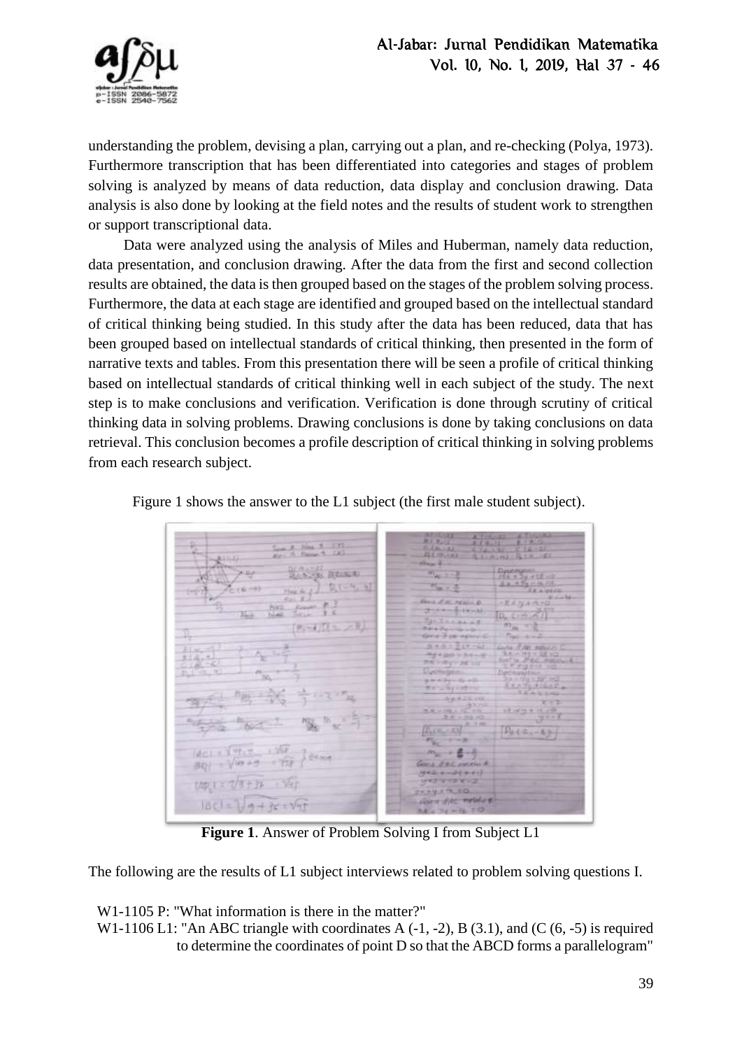understanding the problem, devising a plan, carrying out a plan, and re-checking (Polya, 1973). Furthermore transcription that has been differentiated into categories and stages of problem solving is analyzed by means of data reduction, data display and conclusion drawing. Data analysis is also done by looking at the field notes and the results of student work to strengthen or support transcriptional data.

Data were analyzed using the analysis of Miles and Huberman, namely data reduction, data presentation, and conclusion drawing. After the data from the first and second collection results are obtained, the data is then grouped based on the stages of the problem solving process. Furthermore, the data at each stage are identified and grouped based on the intellectual standard of critical thinking being studied. In this study after the data has been reduced, data that has been grouped based on intellectual standards of critical thinking, then presented in the form of narrative texts and tables. From this presentation there will be seen a profile of critical thinking based on intellectual standards of critical thinking well in each subject of the study. The next step is to make conclusions and verification. Verification is done through scrutiny of critical thinking data in solving problems. Drawing conclusions is done by taking conclusions on data retrieval. This conclusion becomes a profile description of critical thinking in solving problems from each research subject.

Figure 1 shows the answer to the L1 subject (the first male student subject).

**Figure 1**. Answer of Problem Solving I from Subject L1

The following are the results of L1 subject interviews related to problem solving questions I.

W1-1105 P: "What information is there in the matter?"

W1-1106 L1: "An ABC triangle with coordinates A (-1, -2), B (3.1), and (C (6, -5) is required to determine the coordinates of point D so that the ABCD forms a parallelogram"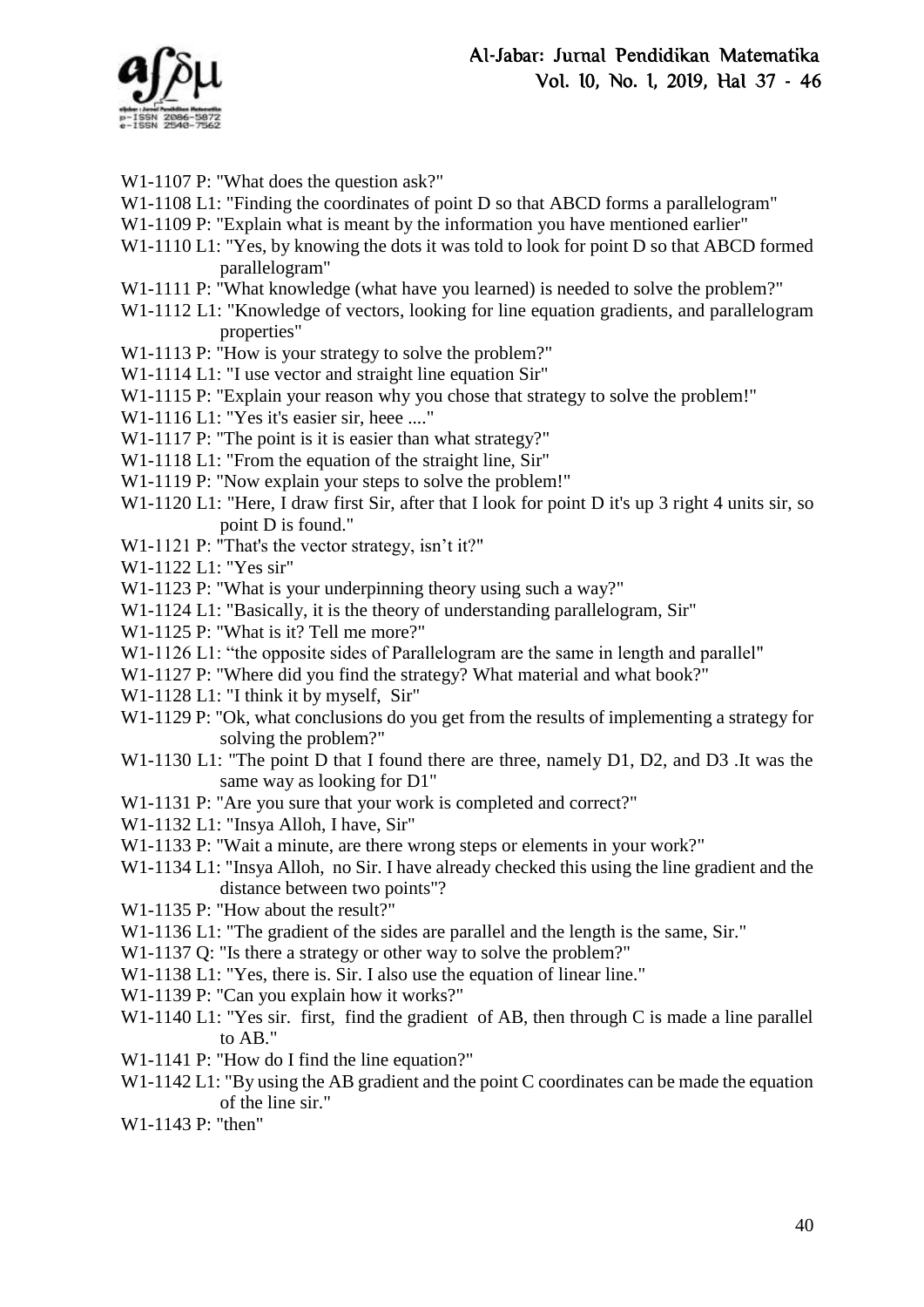W1-1107 P: "What does the question ask?"

W1-1108 L1: "Finding the coordinates of point D so that ABCD forms a parallelogram"

W1-1109 P: "Explain what is meant by the information you have mentioned earlier"

W1-1110 L1: "Yes, by knowing the dots it was told to look for point D so that ABCD formed parallelogram"

W1-1111 P: "What knowledge (what have you learned) is needed to solve the problem?"

W1-1112 L1: "Knowledge of vectors, looking for line equation gradients, and parallelogram properties"

W1-1113 P: "How is your strategy to solve the problem?"

W1-1114 L1: "I use vector and straight line equation Sir"

W1-1115 P: "Explain your reason why you chose that strategy to solve the problem!"

W1-1116 L1: "Yes it's easier sir, heee ...."

W1-1117 P: "The point is it is easier than what strategy?"

W1-1118 L1: "From the equation of the straight line, Sir"

W1-1119 P: "Now explain your steps to solve the problem!"

W1-1120 L1: "Here, I draw first Sir, after that I look for point D it's up 3 right 4 units sir, so point D is found."

W1-1121 P: "That's the vector strategy, isn't it?"

W1-1122 L1: "Yes sir"

W1-1123 P: "What is your underpinning theory using such a way?"

W1-1124 L1: "Basically, it is the theory of understanding parallelogram, Sir"

W1-1125 P: "What is it? Tell me more?"

W1-1126 L1: "the opposite sides of Parallelogram are the same in length and parallel"

W1-1127 P: "Where did you find the strategy? What material and what book?"

W1-1128 L1: "I think it by myself, Sir"

W1-1129 P: "Ok, what conclusions do you get from the results of implementing a strategy for solving the problem?"

W1-1130 L1: "The point D that I found there are three, namely D1, D2, and D3 .It was the same way as looking for D1"

W1-1131 P: "Are you sure that your work is completed and correct?"

W1-1132 L1: "Insya Alloh, I have, Sir"

W1-1133 P: "Wait a minute, are there wrong steps or elements in your work?"

W1-1134 L1: "Insya Alloh, no Sir. I have already checked this using the line gradient and the distance between two points"?

W1-1135 P: "How about the result?"

W1-1136 L1: "The gradient of the sides are parallel and the length is the same, Sir."

W1-1137 Q: "Is there a strategy or other way to solve the problem?"

W1-1138 L1: "Yes, there is. Sir. I also use the equation of linear line."

W1-1139 P: "Can you explain how it works?"

W1-1140 L1: "Yes sir. first, find the gradient of AB, then through C is made a line parallel to AB."

W1-1141 P: "How do I find the line equation?"

W1-1142 L1: "By using the AB gradient and the point C coordinates can be made the equation of the line sir."

W1-1143 P: "then"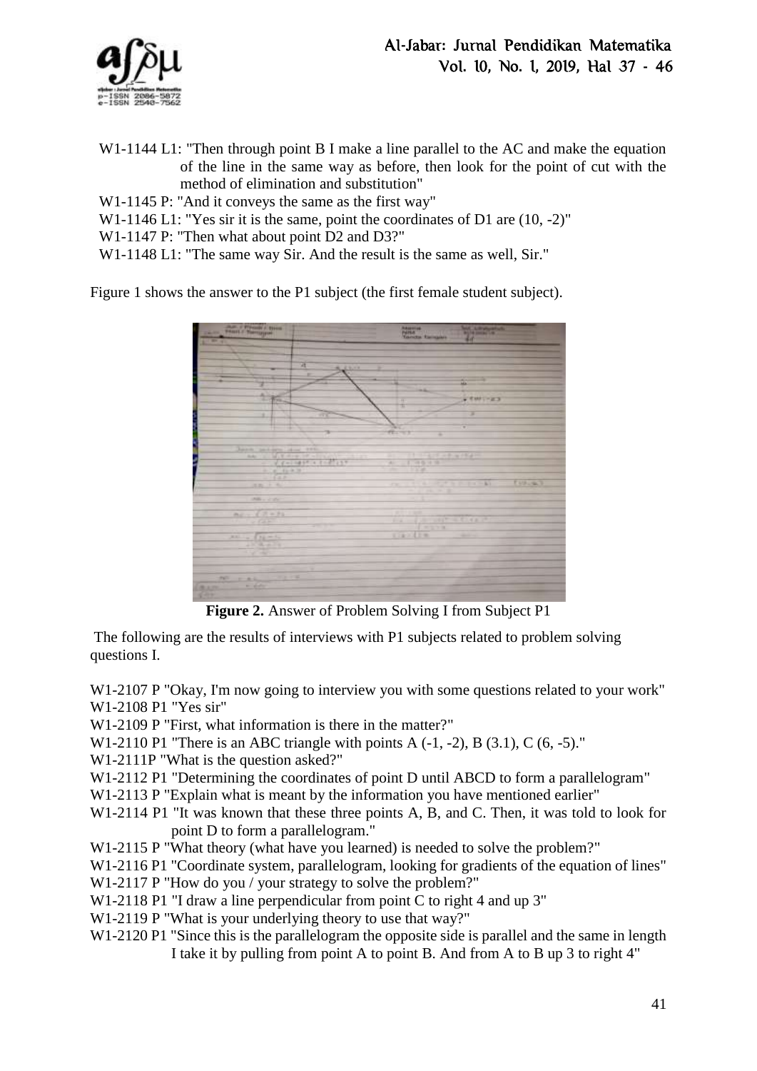W1-1144 L1: "Then through point B I make a line parallel to the AC and make the equation of the line in the same way as before, then look for the point of cut with the method of elimination and substitution"

W1-1145 P: "And it conveys the same as the first way"

W1-1146 L1: "Yes sir it is the same, point the coordinates of D1 are (10, -2)"

W1-1147 P: "Then what about point D2 and D3?"

W1-1148 L1: "The same way Sir. And the result is the same as well, Sir."

Figure 1 shows the answer to the P1 subject (the first female student subject).

**Figure 2.** Answer of Problem Solving I from Subject P1

The following are the results of interviews with P1 subjects related to problem solving questions I.

W1-2107 P "Okay, I'm now going to interview you with some questions related to your work"

W1-2108 P1 "Yes sir"

W1-2109 P "First, what information is there in the matter?"

W1-2110 P1 "There is an ABC triangle with points A (-1, -2), B (3.1), C (6, -5)."

W1-2111P "What is the question asked?"

W1-2112 P1 "Determining the coordinates of point D until ABCD to form a parallelogram"

W1-2113 P "Explain what is meant by the information you have mentioned earlier"

W1-2114 P1 "It was known that these three points A, B, and C. Then, it was told to look for point D to form a parallelogram."

W1-2115 P "What theory (what have you learned) is needed to solve the problem?"

W1-2116 P1 "Coordinate system, parallelogram, looking for gradients of the equation of lines"

W1-2117 P "How do you / your strategy to solve the problem?"

W1-2118 P1 "I draw a line perpendicular from point C to right 4 and up 3"

W1-2119 P "What is your underlying theory to use that way?"

W1-2120 P1 "Since this is the parallelogram the opposite side is parallel and the same in length I take it by pulling from point A to point B. And from A to B up 3 to right 4"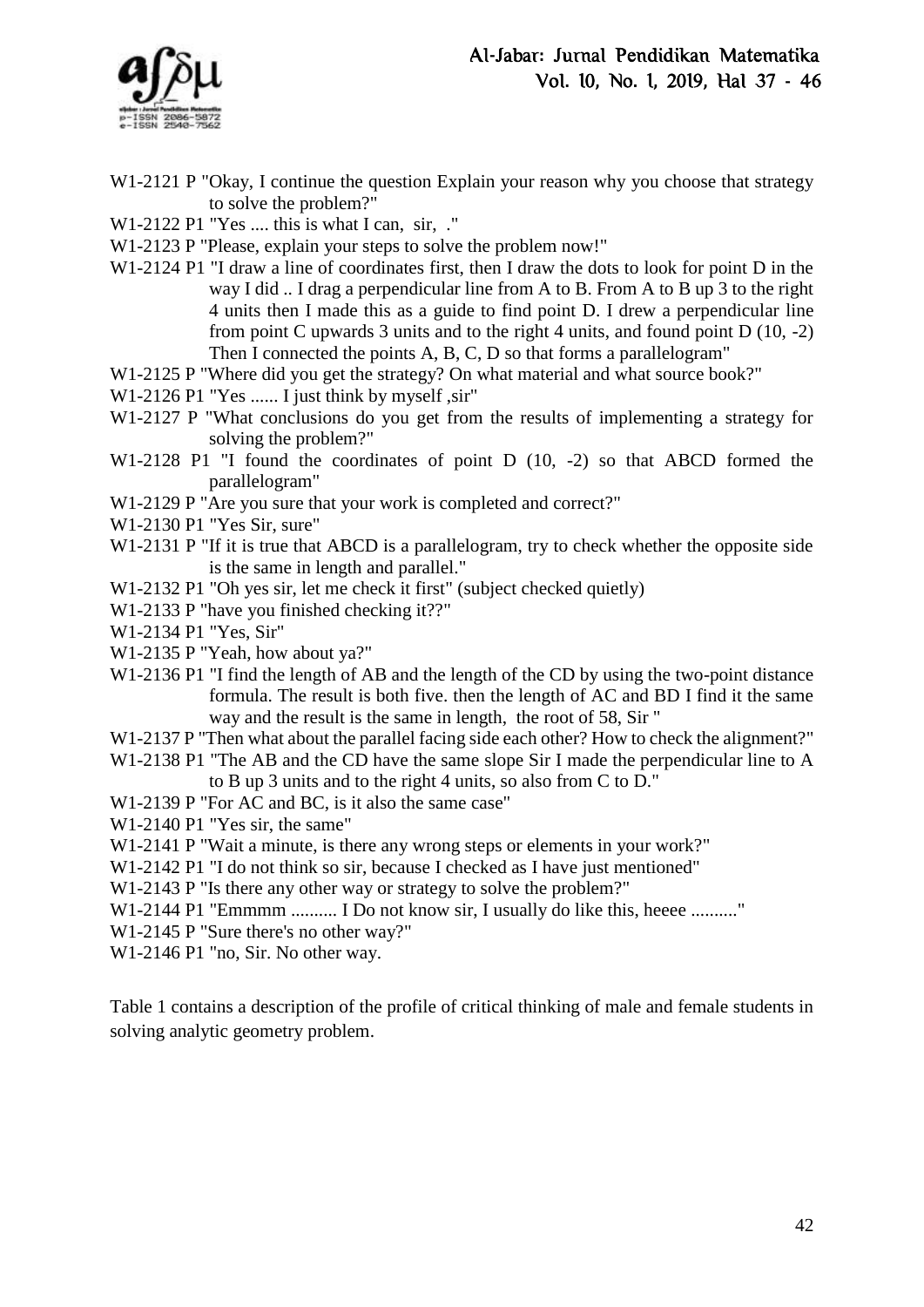W1-2121 P "Okay, I continue the question Explain your reason why you choose that strategy to solve the problem?"

W1-2122 P1 "Yes .... this is what I can, sir, ."

W1-2123 P "Please, explain your steps to solve the problem now!"

W1-2124 P1 "I draw a line of coordinates first, then I draw the dots to look for point D in the way I did .. I drag a perpendicular line from A to B. From A to B up 3 to the right 4 units then I made this as a guide to find point D. I drew a perpendicular line from point C upwards 3 units and to the right 4 units, and found point D (10, -2) Then I connected the points A, B, C, D so that forms a parallelogram"

W1-2125 P "Where did you get the strategy? On what material and what source book?"

W1-2126 P1 "Yes ...... I just think by myself ,sir"

W1-2127 P "What conclusions do you get from the results of implementing a strategy for solving the problem?"

W1-2128 P1 "I found the coordinates of point D (10, -2) so that ABCD formed the parallelogram"

W1-2129 P "Are you sure that your work is completed and correct?"

W1-2130 P1 "Yes Sir, sure"

W1-2131 P "If it is true that ABCD is a parallelogram, try to check whether the opposite side is the same in length and parallel."

W1-2132 P1 "Oh yes sir, let me check it first" (subject checked quietly)

W1-2133 P "have you finished checking it??"

W1-2134 P1 "Yes, Sir"

W1-2135 P "Yeah, how about ya?"

W1-2136 P1 "I find the length of AB and the length of the CD by using the two-point distance formula. The result is both five. then the length of AC and BD I find it the same way and the result is the same in length, the root of 58, Sir "

W1-2137 P "Then what about the parallel facing side each other? How to check the alignment?"

W1-2138 P1 "The AB and the CD have the same slope Sir I made the perpendicular line to A to B up 3 units and to the right 4 units, so also from C to D."

W1-2139 P "For AC and BC, is it also the same case"

W1-2140 P1 "Yes sir, the same"

W1-2141 P "Wait a minute, is there any wrong steps or elements in your work?"

W1-2142 P1 "I do not think so sir, because I checked as I have just mentioned"

W1-2143 P "Is there any other way or strategy to solve the problem?"

W1-2144 P1 "Emmmm .......... I Do not know sir, I usually do like this, heeee .........."

W1-2145 P "Sure there's no other way?"

W1-2146 P1 "no, Sir. No other way.

Table 1 contains a description of the profile of critical thinking of male and female students in solving analytic geometry problem.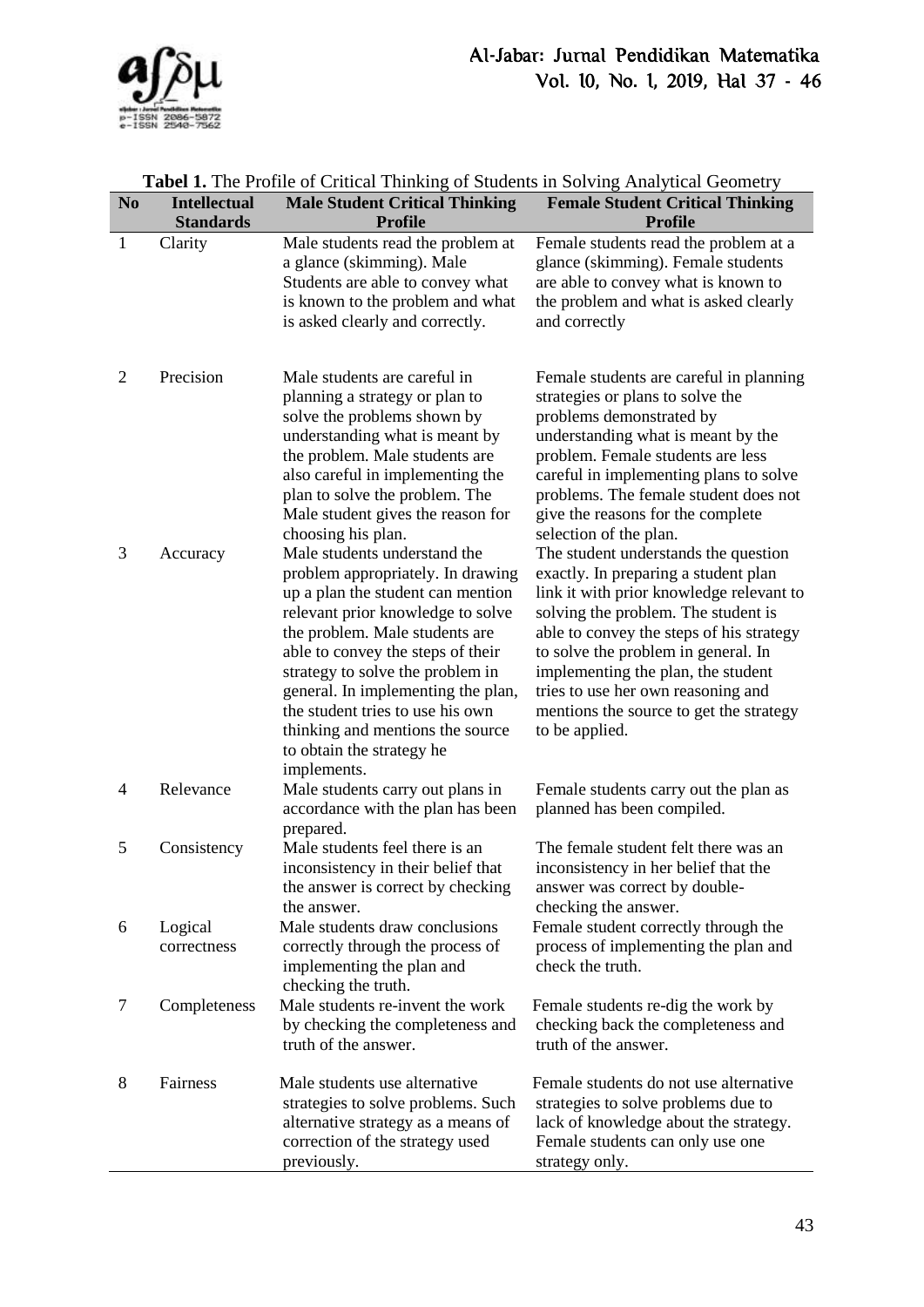**Tabel 1.** The Profile of Critical Thinking of Students in Solving Analytical Geometry

| No | Intellectual Standards | Male Student Critical Thinking Profile | Female Student Critical Thinking Profile |
|---|---|---|---|
| 1 | Clarity | Male students read the problem at a glance (skimming). Male Students are able to convey what is known to the problem and what is asked clearly and correctly. | Female students read the problem at a glance (skimming). Female students are able to convey what is known to the problem and what is asked clearly and correctly |
| 2 | Precision | Male students are careful in planning a strategy or plan to solve the problems shown by understanding what is meant by the problem. Male students are also careful in implementing the plan to solve the problem. The Male student gives the reason for choosing his plan. | Female students are careful in planning strategies or plans to solve the problems demonstrated by understanding what is meant by the problem. Female students are less careful in implementing plans to solve problems. The female student does not give the reasons for the complete selection of the plan. |
| 3 | Accuracy | Male students understand the problem appropriately. In drawing up a plan the student can mention relevant prior knowledge to solve the problem. Male students are able to convey the steps of their strategy to solve the problem in general. In implementing the plan, the student tries to use his own thinking and mentions the source to obtain the strategy he implements. | The student understands the question exactly. In preparing a student plan link it with prior knowledge relevant to solving the problem. The student is able to convey the steps of his strategy to solve the problem in general. In implementing the plan, the student tries to use her own reasoning and mentions the source to get the strategy to be applied. |
| 4 | Relevance | Male students carry out plans in accordance with the plan has been prepared. | Female students carry out the plan as planned has been compiled. |
| 5 | Consistency | Male students feel there is an inconsistency in their belief that the answer is correct by checking the answer. | The female student felt there was an inconsistency in her belief that the answer was correct by double-checking the answer. |
| 6 | Logical correctness | Male students draw conclusions correctly through the process of implementing the plan and checking the truth. | Female student correctly through the process of implementing the plan and check the truth. |
| 7 | Completeness | Male students re-invent the work by checking the completeness and truth of the answer. | Female students re-dig the work by checking back the completeness and truth of the answer. |
| 8 | Fairness | Male students use alternative strategies to solve problems. Such alternative strategy as a means of correction of the strategy used previously. | Female students do not use alternative strategies to solve problems due to lack of knowledge about the strategy. Female students can only use one strategy only. |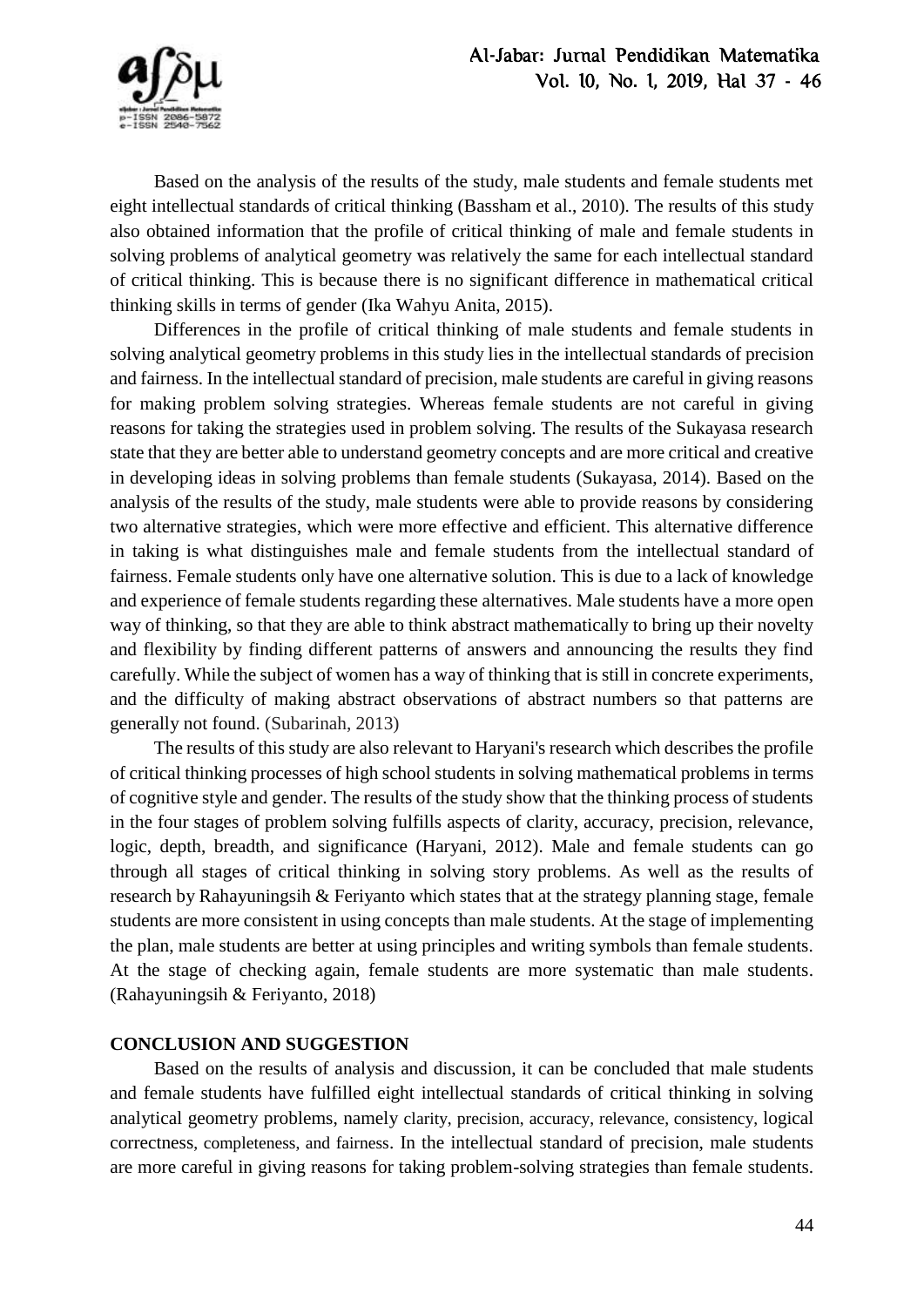Based on the analysis of the results of the study, male students and female students met eight intellectual standards of critical thinking (Bassham et al., 2010). The results of this study also obtained information that the profile of critical thinking of male and female students in solving problems of analytical geometry was relatively the same for each intellectual standard of critical thinking. This is because there is no significant difference in mathematical critical thinking skills in terms of gender (Ika Wahyu Anita, 2015).

Differences in the profile of critical thinking of male students and female students in solving analytical geometry problems in this study lies in the intellectual standards of precision and fairness. In the intellectual standard of precision, male students are careful in giving reasons for making problem solving strategies. Whereas female students are not careful in giving reasons for taking the strategies used in problem solving. The results of the Sukayasa research state that they are better able to understand geometry concepts and are more critical and creative in developing ideas in solving problems than female students (Sukayasa, 2014). Based on the analysis of the results of the study, male students were able to provide reasons by considering two alternative strategies, which were more effective and efficient. This alternative difference in taking is what distinguishes male and female students from the intellectual standard of fairness. Female students only have one alternative solution. This is due to a lack of knowledge and experience of female students regarding these alternatives. Male students have a more open way of thinking, so that they are able to think abstract mathematically to bring up their novelty and flexibility by finding different patterns of answers and announcing the results they find carefully. While the subject of women has a way of thinking that is still in concrete experiments, and the difficulty of making abstract observations of abstract numbers so that patterns are generally not found. (Subarinah, 2013)

The results of this study are also relevant to Haryani's research which describes the profile of critical thinking processes of high school students in solving mathematical problems in terms of cognitive style and gender. The results of the study show that the thinking process of students in the four stages of problem solving fulfills aspects of clarity, accuracy, precision, relevance, logic, depth, breadth, and significance (Haryani, 2012). Male and female students can go through all stages of critical thinking in solving story problems. As well as the results of research by Rahayuningsih & Feriyanto which states that at the strategy planning stage, female students are more consistent in using concepts than male students. At the stage of implementing the plan, male students are better at using principles and writing symbols than female students. At the stage of checking again, female students are more systematic than male students. (Rahayuningsih & Feriyanto, 2018)

## CONCLUSION AND SUGGESTION

Based on the results of analysis and discussion, it can be concluded that male students and female students have fulfilled eight intellectual standards of critical thinking in solving analytical geometry problems, namely clarity, precision, accuracy, relevance, consistency, logical correctness, completeness, and fairness. In the intellectual standard of precision, male students are more careful in giving reasons for taking problem-solving strategies than female students.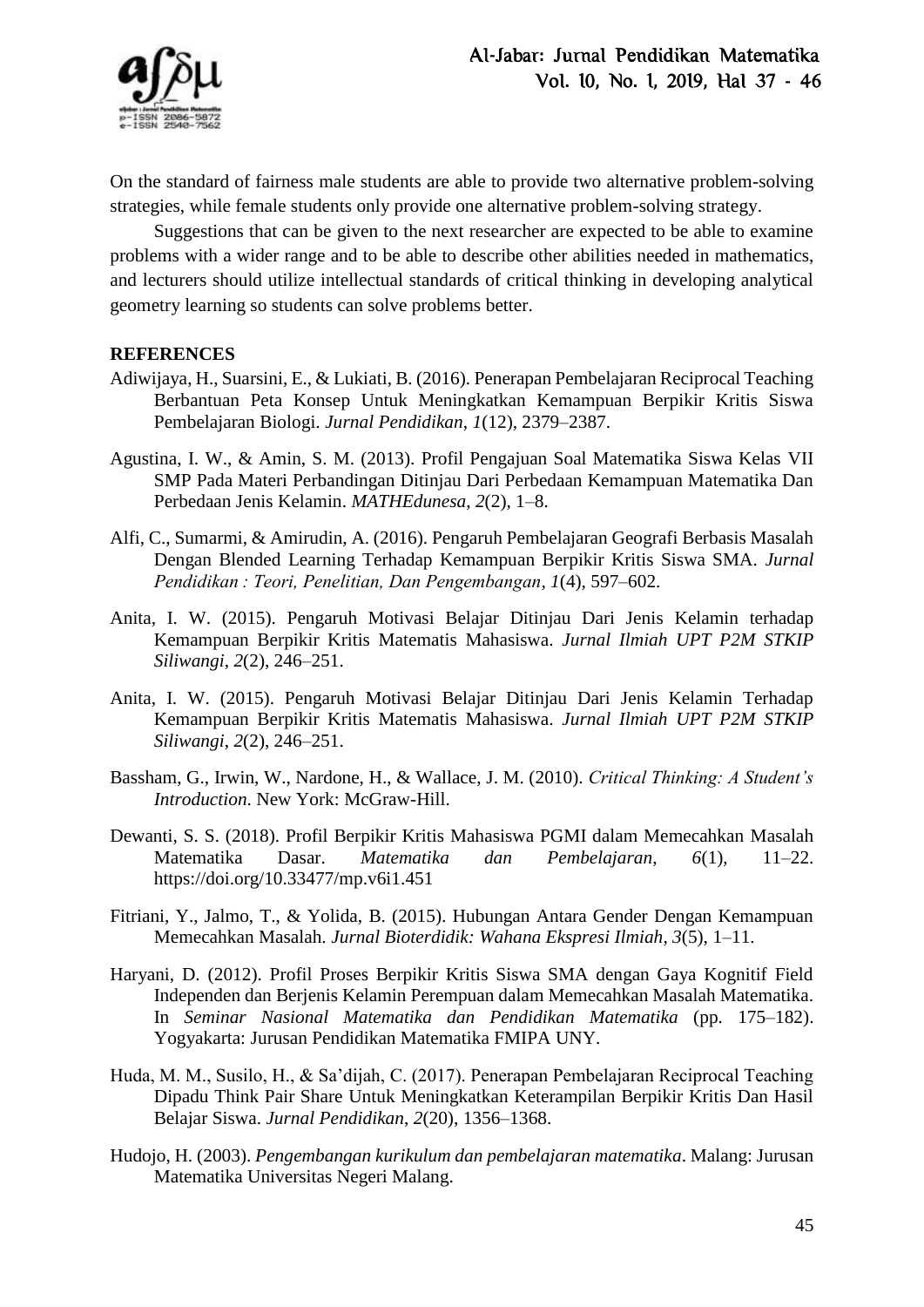On the standard of fairness male students are able to provide two alternative problem-solving strategies, while female students only provide one alternative problem-solving strategy.

Suggestions that can be given to the next researcher are expected to be able to examine problems with a wider range and to be able to describe other abilities needed in mathematics, and lecturers should utilize intellectual standards of critical thinking in developing analytical geometry learning so students can solve problems better.

**REFERENCES**

Adiwijaya, H., Suarsini, E., & Lukiati, B. (2016). Penerapan Pembelajaran Reciprocal Teaching Berbantuan Peta Konsep Untuk Meningkatkan Kemampuan Berpikir Kritis Siswa Pembelajaran Biologi. *Jurnal Pendidikan*, *1*(12), 2379–2387.

Agustina, I. W., & Amin, S. M. (2013). Profil Pengajuan Soal Matematika Siswa Kelas VII SMP Pada Materi Perbandingan Ditinjau Dari Perbedaan Kemampuan Matematika Dan Perbedaan Jenis Kelamin. *MATHEdunesa*, *2*(2), 1–8.

Alfi, C., Sumarmi, & Amirudin, A. (2016). Pengaruh Pembelajaran Geografi Berbasis Masalah Dengan Blended Learning Terhadap Kemampuan Berpikir Kritis Siswa SMA. *Jurnal Pendidikan : Teori, Penelitian, Dan Pengembangan*, *1*(4), 597–602.

Anita, I. W. (2015). Pengaruh Motivasi Belajar Ditinjau Dari Jenis Kelamin terhadap Kemampuan Berpikir Kritis Matematis Mahasiswa. *Jurnal Ilmiah UPT P2M STKIP Siliwangi*, *2*(2), 246–251.

Anita, I. W. (2015). Pengaruh Motivasi Belajar Ditinjau Dari Jenis Kelamin Terhadap Kemampuan Berpikir Kritis Matematis Mahasiswa. *Jurnal Ilmiah UPT P2M STKIP Siliwangi*, *2*(2), 246–251.

Bassham, G., Irwin, W., Nardone, H., & Wallace, J. M. (2010). *Critical Thinking: A Student's Introduction*. New York: McGraw-Hill.

Dewanti, S. S. (2018). Profil Berpikir Kritis Mahasiswa PGMI dalam Memecahkan Masalah Matematika Dasar. *Matematika dan Pembelajaran*, *6*(1), 11–22. https://doi.org/10.33477/mp.v6i1.451

Fitriani, Y., Jalmo, T., & Yolida, B. (2015). Hubungan Antara Gender Dengan Kemampuan Memecahkan Masalah. *Jurnal Bioterdidik: Wahana Ekspresi Ilmiah*, *3*(5), 1–11.

Haryani, D. (2012). Profil Proses Berpikir Kritis Siswa SMA dengan Gaya Kognitif Field Independen dan Berjenis Kelamin Perempuan dalam Memecahkan Masalah Matematika. In *Seminar Nasional Matematika dan Pendidikan Matematika* (pp. 175–182). Yogyakarta: Jurusan Pendidikan Matematika FMIPA UNY.

Huda, M. M., Susilo, H., & Sa'dijah, C. (2017). Penerapan Pembelajaran Reciprocal Teaching Dipadu Think Pair Share Untuk Meningkatkan Keterampilan Berpikir Kritis Dan Hasil Belajar Siswa. *Jurnal Pendidikan*, *2*(20), 1356–1368.

Hudojo, H. (2003). *Pengembangan kurikulum dan pembelajaran matematika*. Malang: Jurusan Matematika Universitas Negeri Malang.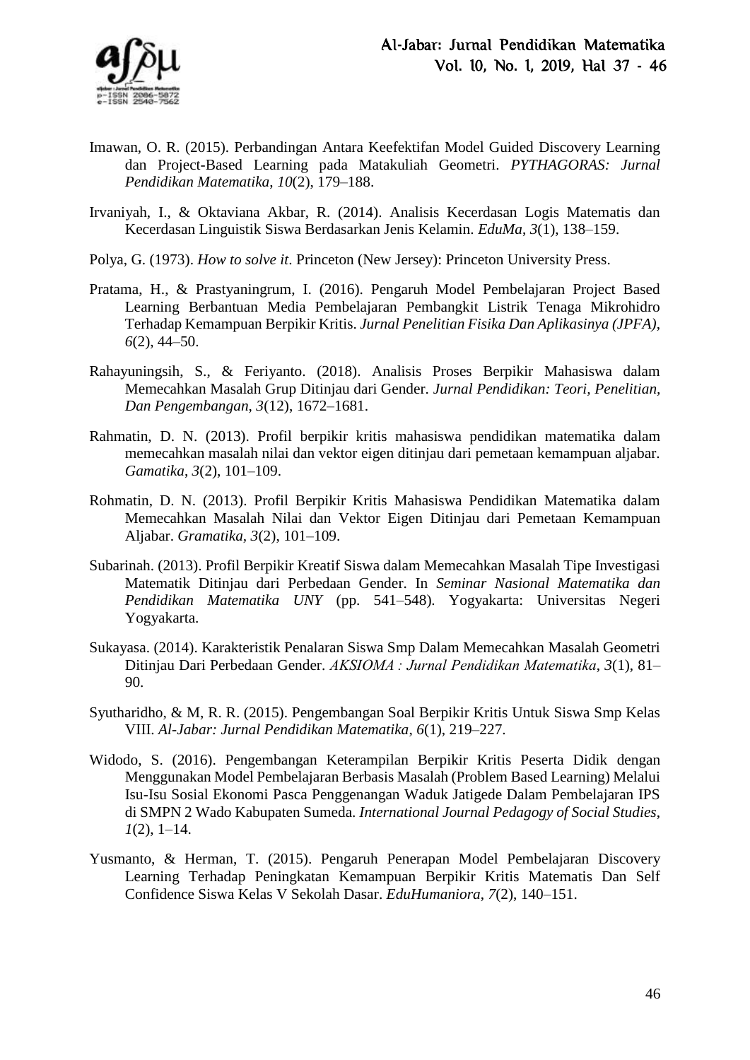Imawan, O. R. (2015). Perbandingan Antara Keefektifan Model Guided Discovery Learning dan Project-Based Learning pada Matakuliah Geometri. *PYTHAGORAS: Jurnal Pendidikan Matematika*, *10*(2), 179–188.

Irvaniyah, I., & Oktaviana Akbar, R. (2014). Analisis Kecerdasan Logis Matematis dan Kecerdasan Linguistik Siswa Berdasarkan Jenis Kelamin. *EduMa*, *3*(1), 138–159.

Polya, G. (1973). *How to solve it*. Princeton (New Jersey): Princeton University Press.

Pratama, H., & Prastyaningrum, I. (2016). Pengaruh Model Pembelajaran Project Based Learning Berbantuan Media Pembelajaran Pembangkit Listrik Tenaga Mikrohidro Terhadap Kemampuan Berpikir Kritis. *Jurnal Penelitian Fisika Dan Aplikasinya (JPFA)*, *6*(2), 44–50.

Rahayuningsih, S., & Feriyanto. (2018). Analisis Proses Berpikir Mahasiswa dalam Memecahkan Masalah Grup Ditinjau dari Gender. *Jurnal Pendidikan: Teori, Penelitian, Dan Pengembangan*, *3*(12), 1672–1681.

Rahmatin, D. N. (2013). Profil berpikir kritis mahasiswa pendidikan matematika dalam memecahkan masalah nilai dan vektor eigen ditinjau dari pemetaan kemampuan aljabar. *Gamatika*, *3*(2), 101–109.

Rohmatin, D. N. (2013). Profil Berpikir Kritis Mahasiswa Pendidikan Matematika dalam Memecahkan Masalah Nilai dan Vektor Eigen Ditinjau dari Pemetaan Kemampuan Aljabar. *Gramatika*, *3*(2), 101–109.

Subarinah. (2013). Profil Berpikir Kreatif Siswa dalam Memecahkan Masalah Tipe Investigasi Matematik Ditinjau dari Perbedaan Gender. In *Seminar Nasional Matematika dan Pendidikan Matematika UNY* (pp. 541–548). Yogyakarta: Universitas Negeri Yogyakarta.

Sukayasa. (2014). Karakteristik Penalaran Siswa Smp Dalam Memecahkan Masalah Geometri Ditinjau Dari Perbedaan Gender. *AKSIOMA : Jurnal Pendidikan Matematika*, *3*(1), 81–90.

Syutharidho, & M, R. R. (2015). Pengembangan Soal Berpikir Kritis Untuk Siswa Smp Kelas VIII. *Al-Jabar: Jurnal Pendidikan Matematika*, *6*(1), 219–227.

Widodo, S. (2016). Pengembangan Keterampilan Berpikir Kritis Peserta Didik dengan Menggunakan Model Pembelajaran Berbasis Masalah (Problem Based Learning) Melalui Isu-Isu Sosial Ekonomi Pasca Penggenangan Waduk Jatigede Dalam Pembelajaran IPS di SMPN 2 Wado Kabupaten Sumeda. *International Journal Pedagogy of Social Studies*, *1*(2), 1–14.

Yusmanto, & Herman, T. (2015). Pengaruh Penerapan Model Pembelajaran Discovery Learning Terhadap Peningkatan Kemampuan Berpikir Kritis Matematis Dan Self Confidence Siswa Kelas V Sekolah Dasar. *EduHumaniora*, *7*(2), 140–151.